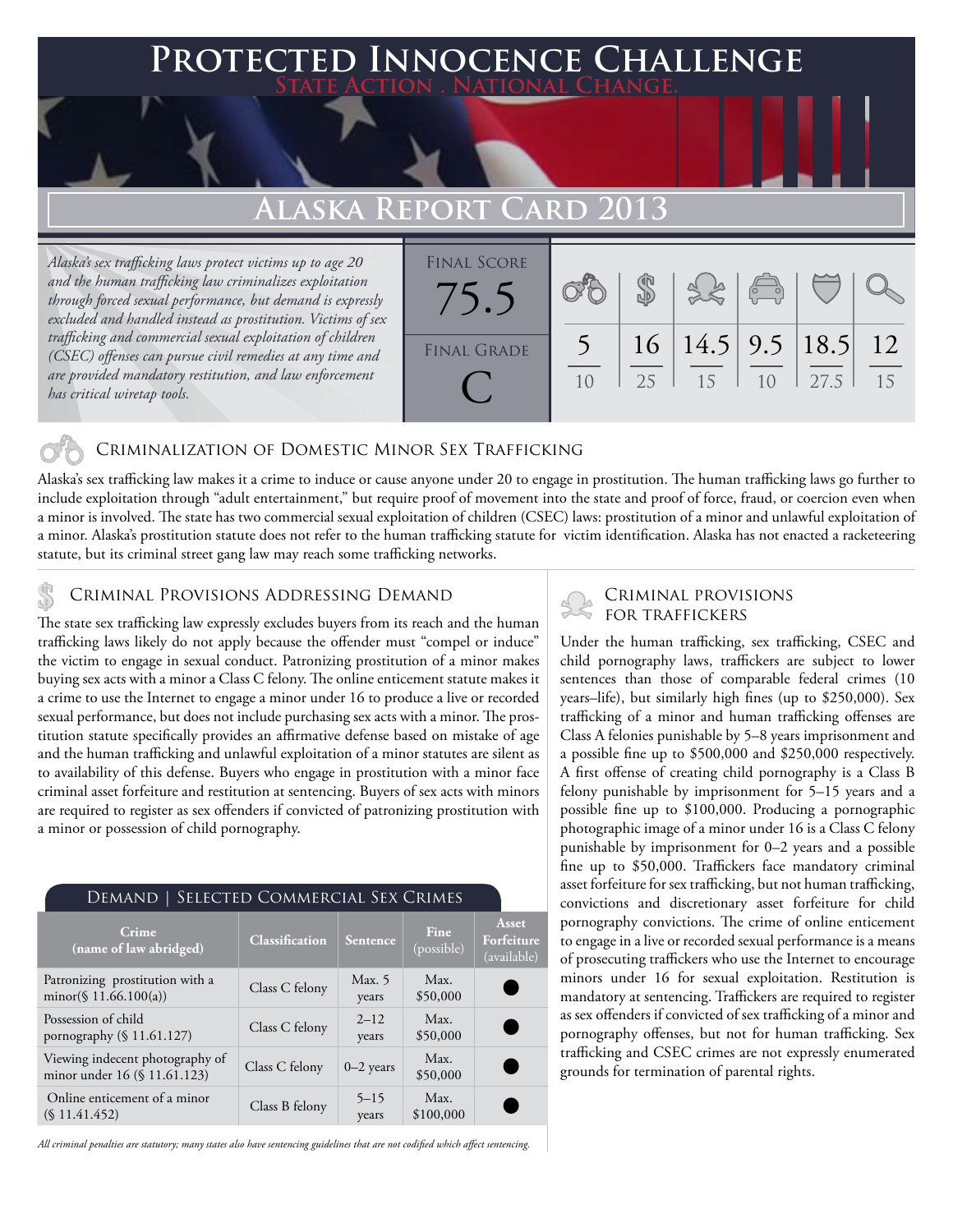# Protected Innocence Challenge

State Action . National Change.

## Alaska Report Card 2013

*Alaska's sex trafficking laws protect victims up to age 20 and the human trafficking law criminalizes exploitation through forced sexual performance, but demand is expressly excluded and handled instead as prostitution. Victims of sex trafficking and commercial sexual exploitation of children (CSEC) offenses can pursue civil remedies at any time and are provided mandatory restitution, and law enforcement has critical wiretap tools.*

| Final Score | Final Grade |
|---|---|
| 75.5 | C |

| Criminalization | Demand | Traffickers | Facilitators | Protective Provisions | Investigative Tools |
|---|---|---|---|---|---|
| 5/10 | 16/25 | 14.5/15 | 9.5/10 | 18.5/27.5 | 12/15 |

## Criminalization of Domestic Minor Sex Trafficking

Alaska's sex trafficking law makes it a crime to induce or cause anyone under 20 to engage in prostitution. The human trafficking laws go further to include exploitation through "adult entertainment," but require proof of movement into the state and proof of force, fraud, or coercion even when a minor is involved. The state has two commercial sexual exploitation of children (CSEC) laws: prostitution of a minor and unlawful exploitation of a minor. Alaska's prostitution statute does not refer to the human trafficking statute for victim identification. Alaska has not enacted a racketeering statute, but its criminal street gang law may reach some trafficking networks.

## Criminal Provisions Addressing Demand

The state sex trafficking law expressly excludes buyers from its reach and the human trafficking laws likely do not apply because the offender must "compel or induce" the victim to engage in sexual conduct. Patronizing prostitution of a minor makes buying sex acts with a minor a Class C felony. The online enticement statute makes it a crime to use the Internet to engage a minor under 16 to produce a live or recorded sexual performance, but does not include purchasing sex acts with a minor. The prostitution statute specifically provides an affirmative defense based on mistake of age and the human trafficking and unlawful exploitation of a minor statutes are silent as to availability of this defense. Buyers who engage in prostitution with a minor face criminal asset forfeiture and restitution at sentencing. Buyers of sex acts with minors are required to register as sex offenders if convicted of patronizing prostitution with a minor or possession of child pornography.

### Demand | Selected Commercial Sex Crimes

| Crime (name of law abridged) | Classification | Sentence | Fine (possible) | Asset Forfeiture (available) |
|---|---|---|---|---|
| Patronizing prostitution with a minor(§ 11.66.100(a)) | Class C felony | Max. 5 years | Max. $50,000 | ● |
| Possession of child pornography (§ 11.61.127) | Class C felony | 2–12 years | Max. $50,000 | ● |
| Viewing indecent photography of minor under 16 (§ 11.61.123) | Class C felony | 0–2 years | Max. $50,000 | ● |
| Online enticement of a minor (§ 11.41.452) | Class B felony | 5–15 years | Max. $100,000 | ● |

*All criminal penalties are statutory; many states also have sentencing guidelines that are not codified which affect sentencing.*

## Criminal Provisions for Traffickers

Under the human trafficking, sex trafficking, CSEC and child pornography laws, traffickers are subject to lower sentences than those of comparable federal crimes (10 years–life), but similarly high fines (up to $250,000). Sex trafficking of a minor and human trafficking offenses are Class A felonies punishable by 5–8 years imprisonment and a possible fine up to $500,000 and $250,000 respectively. A first offense of creating child pornography is a Class B felony punishable by imprisonment for 5–15 years and a possible fine up to $100,000. Producing a pornographic photographic image of a minor under 16 is a Class C felony punishable by imprisonment for 0–2 years and a possible fine up to $50,000. Traffickers face mandatory criminal asset forfeiture for sex trafficking, but not human trafficking, convictions and discretionary asset forfeiture for child pornography convictions. The crime of online enticement to engage in a live or recorded sexual performance is a means of prosecuting traffickers who use the Internet to encourage minors under 16 for sexual exploitation. Restitution is mandatory at sentencing. Traffickers are required to register as sex offenders if convicted of sex trafficking of a minor and pornography offenses, but not for human trafficking. Sex trafficking and CSEC crimes are not expressly enumerated grounds for termination of parental rights.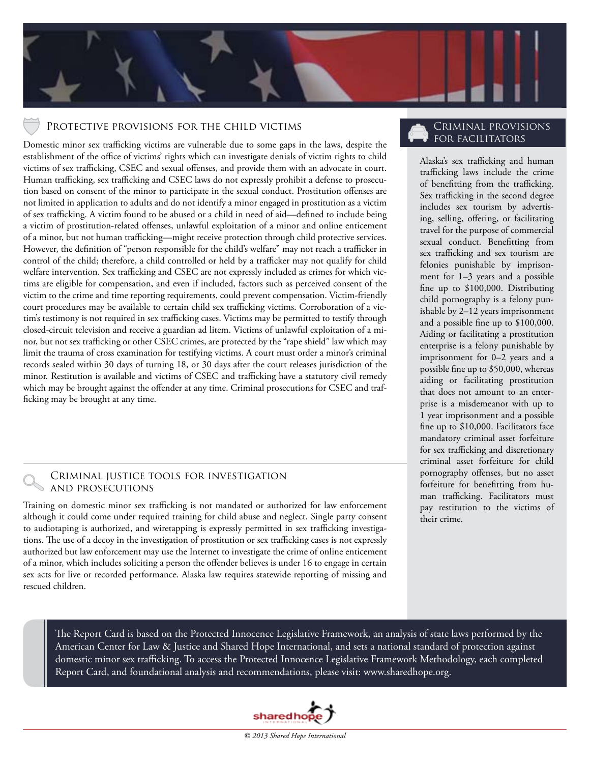## Protective provisions for the child victims

Domestic minor sex trafficking victims are vulnerable due to some gaps in the laws, despite the establishment of the office of victims' rights which can investigate denials of victim rights to child victims of sex trafficking, CSEC and sexual offenses, and provide them with an advocate in court. Human trafficking, sex trafficking and CSEC laws do not expressly prohibit a defense to prosecution based on consent of the minor to participate in the sexual conduct. Prostitution offenses are not limited in application to adults and do not identify a minor engaged in prostitution as a victim of sex trafficking. A victim found to be abused or a child in need of aid—defined to include being a victim of prostitution-related offenses, unlawful exploitation of a minor and online enticement of a minor, but not human trafficking—might receive protection through child protective services. However, the definition of "person responsible for the child's welfare" may not reach a trafficker in control of the child; therefore, a child controlled or held by a trafficker may not qualify for child welfare intervention. Sex trafficking and CSEC are not expressly included as crimes for which victims are eligible for compensation, and even if included, factors such as perceived consent of the victim to the crime and time reporting requirements, could prevent compensation. Victim-friendly court procedures may be available to certain child sex trafficking victims. Corroboration of a victim's testimony is not required in sex trafficking cases. Victims may be permitted to testify through closed-circuit television and receive a guardian ad litem. Victims of unlawful exploitation of a minor, but not sex trafficking or other CSEC crimes, are protected by the "rape shield" law which may limit the trauma of cross examination for testifying victims. A court must order a minor's criminal records sealed within 30 days of turning 18, or 30 days after the court releases jurisdiction of the minor. Restitution is available and victims of CSEC and trafficking have a statutory civil remedy which may be brought against the offender at any time. Criminal prosecutions for CSEC and trafficking may be brought at any time.

## Criminal justice tools for investigation and prosecutions

Training on domestic minor sex trafficking is not mandated or authorized for law enforcement although it could come under required training for child abuse and neglect. Single party consent to audiotaping is authorized, and wiretapping is expressly permitted in sex trafficking investigations. The use of a decoy in the investigation of prostitution or sex trafficking cases is not expressly authorized but law enforcement may use the Internet to investigate the crime of online enticement of a minor, which includes soliciting a person the offender believes is under 16 to engage in certain sex acts for live or recorded performance. Alaska law requires statewide reporting of missing and rescued children.

## Criminal provisions for facilitators

Alaska's sex trafficking and human trafficking laws include the crime of benefitting from the trafficking. Sex trafficking in the second degree includes sex tourism by advertising, selling, offering, or facilitating travel for the purpose of commercial sexual conduct. Benefitting from sex trafficking and sex tourism are felonies punishable by imprisonment for 1–3 years and a possible fine up to $100,000. Distributing child pornography is a felony punishable by 2–12 years imprisonment and a possible fine up to $100,000. Aiding or facilitating a prostitution enterprise is a felony punishable by imprisonment for 0–2 years and a possible fine up to $50,000, whereas aiding or facilitating prostitution that does not amount to an enterprise is a misdemeanor with up to 1 year imprisonment and a possible fine up to $10,000. Facilitators face mandatory criminal asset forfeiture for sex trafficking and discretionary criminal asset forfeiture for child pornography offenses, but no asset forfeiture for benefitting from human trafficking. Facilitators must pay restitution to the victims of their crime.

The Report Card is based on the Protected Innocence Legislative Framework, an analysis of state laws performed by the American Center for Law & Justice and Shared Hope International, and sets a national standard of protection against domestic minor sex trafficking. To access the Protected Innocence Legislative Framework Methodology, each completed Report Card, and foundational analysis and recommendations, please visit: www.sharedhope.org.

shared hope INTERNATIONAL

*© 2013 Shared Hope International*